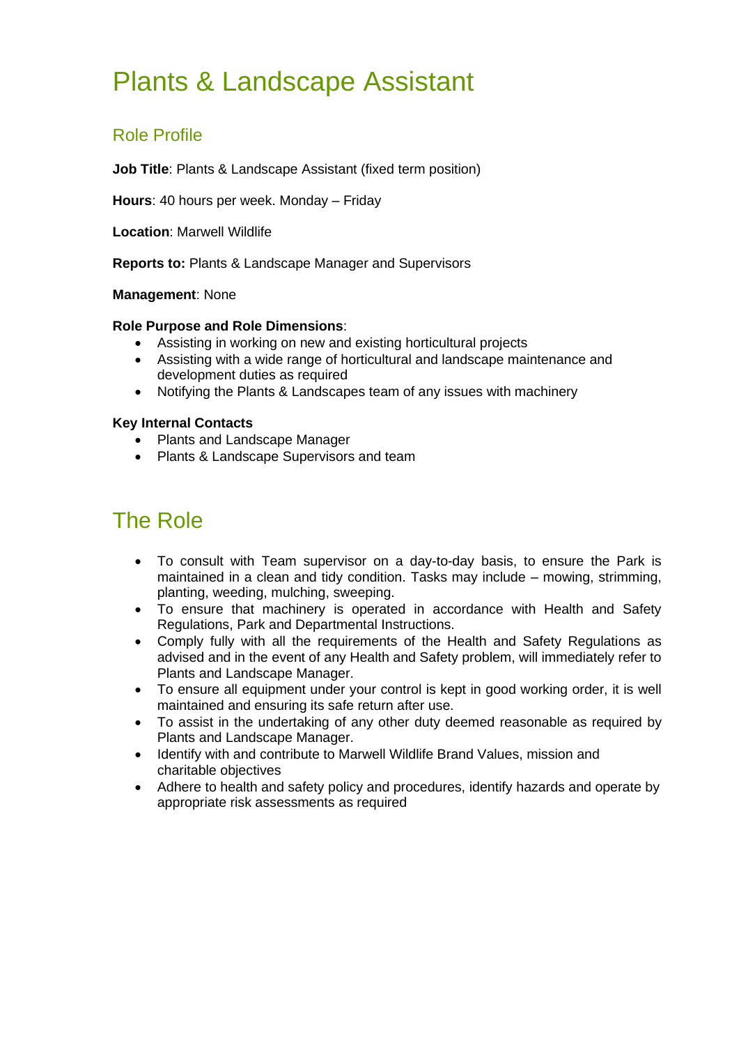# Plants & Landscape Assistant

## Role Profile

**Job Title**: Plants & Landscape Assistant (fixed term position)

**Hours**: 40 hours per week. Monday – Friday

**Location**: Marwell Wildlife

**Reports to:** Plants & Landscape Manager and Supervisors

**Management**: None

**Role Purpose and Role Dimensions**:

- Assisting in working on new and existing horticultural projects
- Assisting with a wide range of horticultural and landscape maintenance and development duties as required
- Notifying the Plants & Landscapes team of any issues with machinery

**Key Internal Contacts**

- Plants and Landscape Manager
- Plants & Landscape Supervisors and team

# The Role

- To consult with Team supervisor on a day-to-day basis, to ensure the Park is maintained in a clean and tidy condition. Tasks may include – mowing, strimming, planting, weeding, mulching, sweeping.
- To ensure that machinery is operated in accordance with Health and Safety Regulations, Park and Departmental Instructions.
- Comply fully with all the requirements of the Health and Safety Regulations as advised and in the event of any Health and Safety problem, will immediately refer to Plants and Landscape Manager.
- To ensure all equipment under your control is kept in good working order, it is well maintained and ensuring its safe return after use.
- To assist in the undertaking of any other duty deemed reasonable as required by Plants and Landscape Manager.
- Identify with and contribute to Marwell Wildlife Brand Values, mission and charitable objectives
- Adhere to health and safety policy and procedures, identify hazards and operate by appropriate risk assessments as required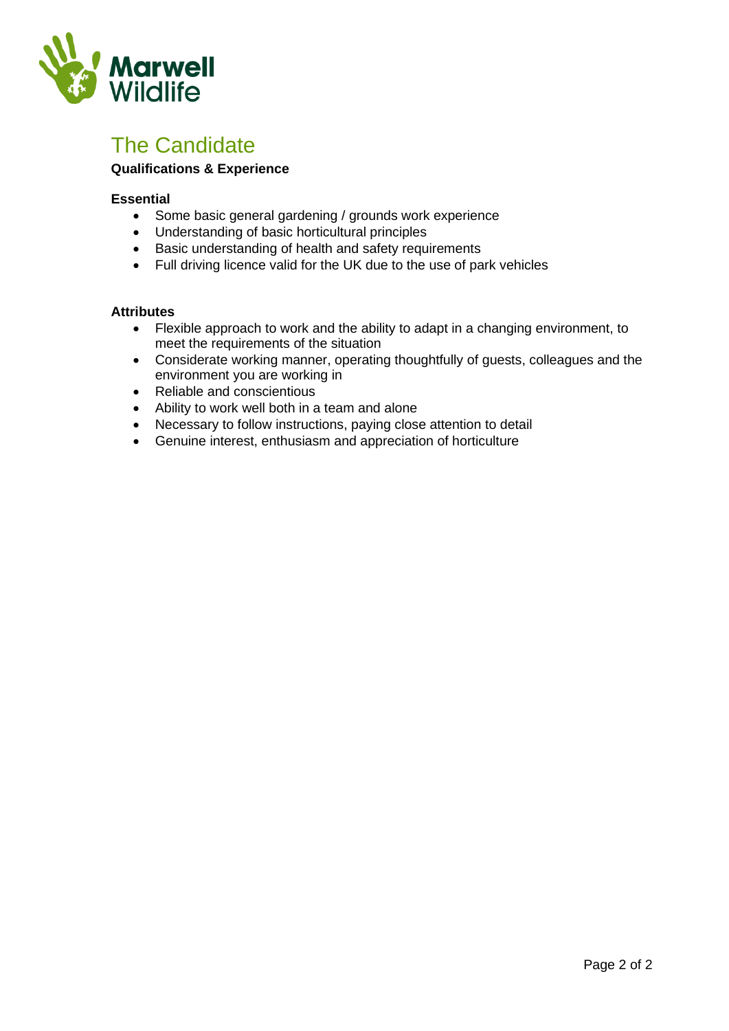Marwell Wildlife

# The Candidate

**Qualifications & Experience**

**Essential**

- Some basic general gardening / grounds work experience
- Understanding of basic horticultural principles
- Basic understanding of health and safety requirements
- Full driving licence valid for the UK due to the use of park vehicles

**Attributes**

- Flexible approach to work and the ability to adapt in a changing environment, to meet the requirements of the situation
- Considerate working manner, operating thoughtfully of guests, colleagues and the environment you are working in
- Reliable and conscientious
- Ability to work well both in a team and alone
- Necessary to follow instructions, paying close attention to detail
- Genuine interest, enthusiasm and appreciation of horticulture